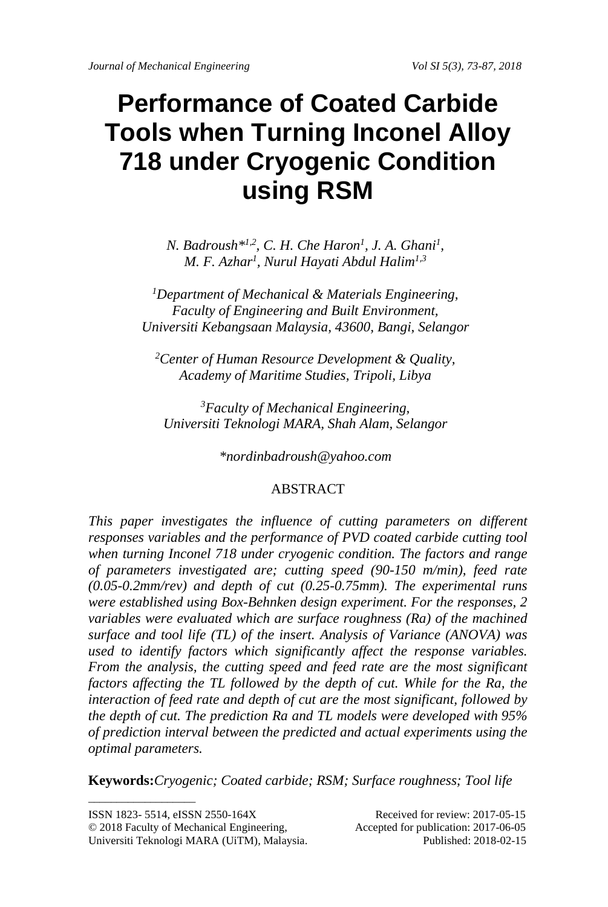# Performance of Coated Carbide Tools when Turning Inconel Alloy 718 under Cryogenic Condition using RSM

*N. Badroush*[1,2], C. H. Che Haron[1], J. A. Ghani[1], M. F. Azhar[1], Nurul Hayati Abdul Halim[1,3]*

[1]*Department of Mechanical & Materials Engineering, Faculty of Engineering and Built Environment, Universiti Kebangsaan Malaysia, 43600, Bangi, Selangor*

[2]*Center of Human Resource Development & Quality, Academy of Maritime Studies, Tripoli, Libya*

[3]*Faculty of Mechanical Engineering, Universiti Teknologi MARA, Shah Alam, Selangor*

*\*nordinbadroush@yahoo.com*

## ABSTRACT

*This paper investigates the influence of cutting parameters on different responses variables and the performance of PVD coated carbide cutting tool when turning Inconel 718 under cryogenic condition. The factors and range of parameters investigated are; cutting speed (90-150 m/min), feed rate (0.05-0.2mm/rev) and depth of cut (0.25-0.75mm). The experimental runs were established using Box-Behnken design experiment. For the responses, 2 variables were evaluated which are surface roughness (Ra) of the machined surface and tool life (TL) of the insert. Analysis of Variance (ANOVA) was used to identify factors which significantly affect the response variables. From the analysis, the cutting speed and feed rate are the most significant factors affecting the TL followed by the depth of cut. While for the Ra, the interaction of feed rate and depth of cut are the most significant, followed by the depth of cut. The prediction Ra and TL models were developed with 95% of prediction interval between the predicted and actual experiments using the optimal parameters.*

**Keywords:** *Cryogenic; Coated carbide; RSM; Surface roughness; Tool life*

---

ISSN 1823- 5514, eISSN 2550-164X
© 2018 Faculty of Mechanical Engineering, Universiti Teknologi MARA (UiTM), Malaysia.

Received for review: 2017-05-15
Accepted for publication: 2017-06-05
Published: 2018-02-15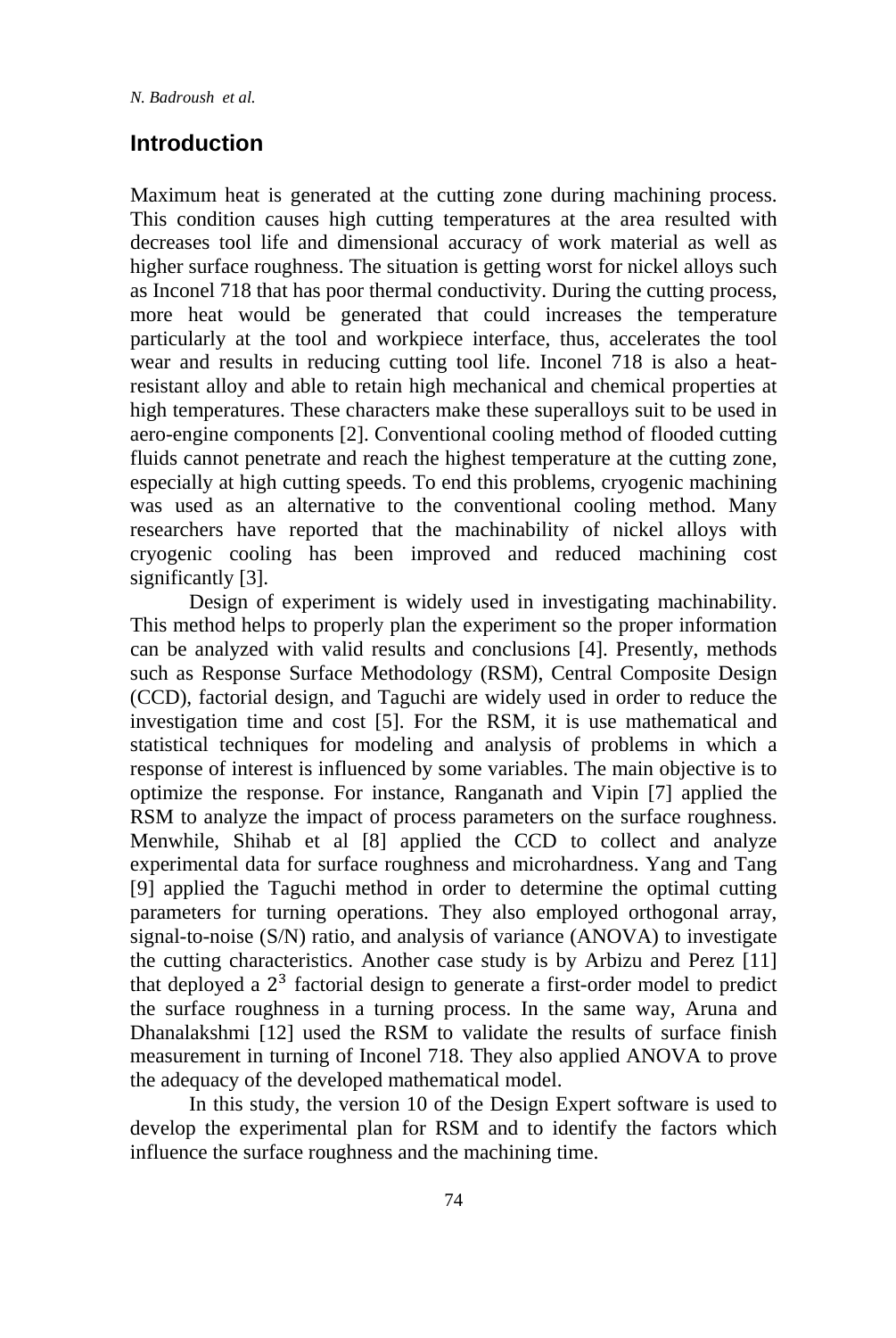## Introduction

Maximum heat is generated at the cutting zone during machining process. This condition causes high cutting temperatures at the area resulted with decreases tool life and dimensional accuracy of work material as well as higher surface roughness. The situation is getting worst for nickel alloys such as Inconel 718 that has poor thermal conductivity. During the cutting process, more heat would be generated that could increases the temperature particularly at the tool and workpiece interface, thus, accelerates the tool wear and results in reducing cutting tool life. Inconel 718 is also a heat-resistant alloy and able to retain high mechanical and chemical properties at high temperatures. These characters make these superalloys suit to be used in aero-engine components [2]. Conventional cooling method of flooded cutting fluids cannot penetrate and reach the highest temperature at the cutting zone, especially at high cutting speeds. To end this problems, cryogenic machining was used as an alternative to the conventional cooling method. Many researchers have reported that the machinability of nickel alloys with cryogenic cooling has been improved and reduced machining cost significantly [3].

Design of experiment is widely used in investigating machinability. This method helps to properly plan the experiment so the proper information can be analyzed with valid results and conclusions [4]. Presently, methods such as Response Surface Methodology (RSM), Central Composite Design (CCD), factorial design, and Taguchi are widely used in order to reduce the investigation time and cost [5]. For the RSM, it is use mathematical and statistical techniques for modeling and analysis of problems in which a response of interest is influenced by some variables. The main objective is to optimize the response. For instance, Ranganath and Vipin [7] applied the RSM to analyze the impact of process parameters on the surface roughness. Menwhile, Shihab et al [8] applied the CCD to collect and analyze experimental data for surface roughness and microhardness. Yang and Tang [9] applied the Taguchi method in order to determine the optimal cutting parameters for turning operations. They also employed orthogonal array, signal-to-noise (S/N) ratio, and analysis of variance (ANOVA) to investigate the cutting characteristics. Another case study is by Arbizu and Perez [11] that deployed a $2^3$ factorial design to generate a first-order model to predict the surface roughness in a turning process. In the same way, Aruna and Dhanalakshmi [12] used the RSM to validate the results of surface finish measurement in turning of Inconel 718. They also applied ANOVA to prove the adequacy of the developed mathematical model.

In this study, the version 10 of the Design Expert software is used to develop the experimental plan for RSM and to identify the factors which influence the surface roughness and the machining time.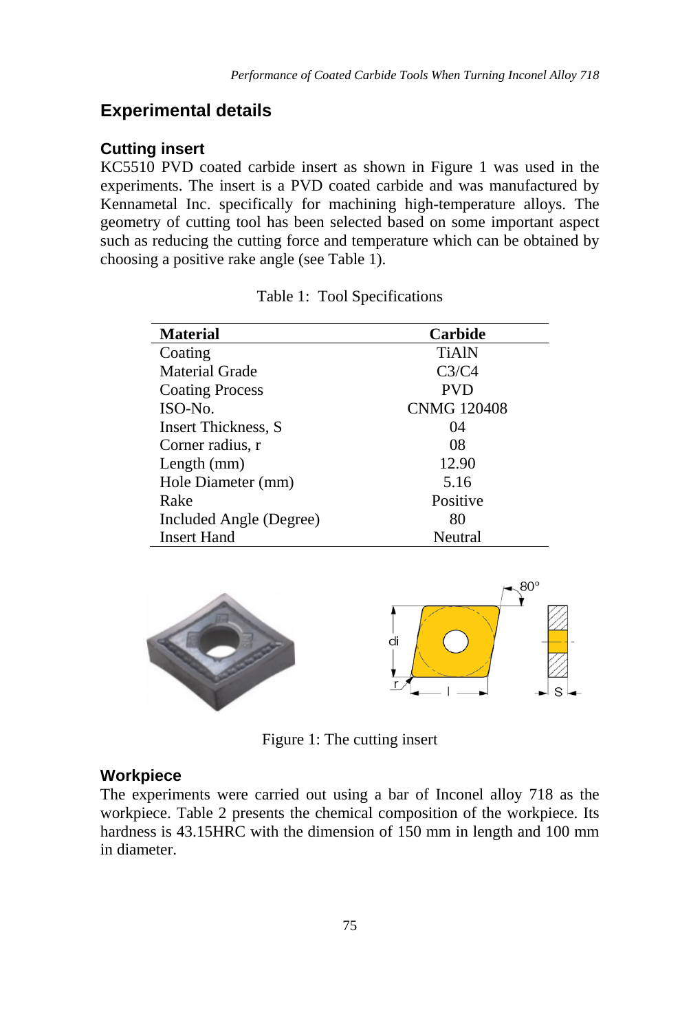## Experimental details

### Cutting insert

KC5510 PVD coated carbide insert as shown in Figure 1 was used in the experiments. The insert is a PVD coated carbide and was manufactured by Kennametal Inc. specifically for machining high-temperature alloys. The geometry of cutting tool has been selected based on some important aspect such as reducing the cutting force and temperature which can be obtained by choosing a positive rake angle (see Table 1).

Table 1: Tool Specifications

| Material | Carbide |
|---|---|
| Coating | TiAlN |
| Material Grade | C3/C4 |
| Coating Process | PVD |
| ISO-No. | CNMG 120408 |
| Insert Thickness, S | 04 |
| Corner radius, r | 08 |
| Length (mm) | 12.90 |
| Hole Diameter (mm) | 5.16 |
| Rake | Positive |
| Included Angle (Degree) | 80 |
| Insert Hand | Neutral |

Figure 1: The cutting insert

### Workpiece

The experiments were carried out using a bar of Inconel alloy 718 as the workpiece. Table 2 presents the chemical composition of the workpiece. Its hardness is 43.15HRC with the dimension of 150 mm in length and 100 mm in diameter.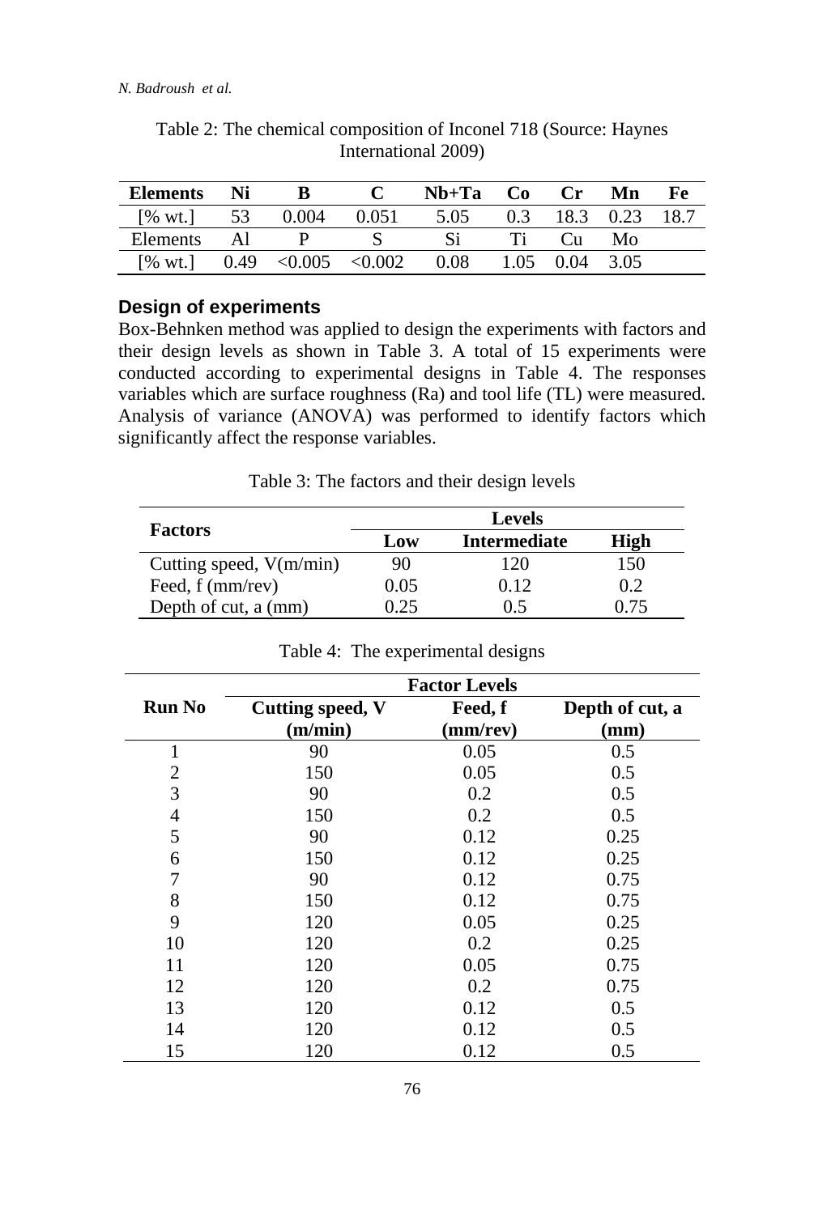Table 2: The chemical composition of Inconel 718 (Source: Haynes International 2009)

| Elements | Ni | B | C | Nb+Ta | Co | Cr | Mn | Fe |
|---|---|---|---|---|---|---|---|---|
| [% wt.] | 53 | 0.004 | 0.051 | 5.05 | 0.3 | 18.3 | 0.23 | 18.7 |
| Elements | Al | P | S | Si | Ti | Cu | Mo | |
| [% wt.] | 0.49 | <0.005 | <0.002 | 0.08 | 1.05 | 0.04 | 3.05 | |

### Design of experiments

Box-Behnken method was applied to design the experiments with factors and their design levels as shown in Table 3. A total of 15 experiments were conducted according to experimental designs in Table 4. The responses variables which are surface roughness (Ra) and tool life (TL) were measured. Analysis of variance (ANOVA) was performed to identify factors which significantly affect the response variables.

Table 3: The factors and their design levels

| Factors | Levels | | |
|---|---|---|---|
| | **Low** | **Intermediate** | **High** |
| Cutting speed, V(m/min) | 90 | 120 | 150 |
| Feed, f (mm/rev) | 0.05 | 0.12 | 0.2 |
| Depth of cut, a (mm) | 0.25 | 0.5 | 0.75 |

Table 4: The experimental designs

| Run No | Factor Levels | | |
|---|---|---|---|
| | **Cutting speed, V (m/min)** | **Feed, f (mm/rev)** | **Depth of cut, a (mm)** |
| 1 | 90 | 0.05 | 0.5 |
| 2 | 150 | 0.05 | 0.5 |
| 3 | 90 | 0.2 | 0.5 |
| 4 | 150 | 0.2 | 0.5 |
| 5 | 90 | 0.12 | 0.25 |
| 6 | 150 | 0.12 | 0.25 |
| 7 | 90 | 0.12 | 0.75 |
| 8 | 150 | 0.12 | 0.75 |
| 9 | 120 | 0.05 | 0.25 |
| 10 | 120 | 0.2 | 0.25 |
| 11 | 120 | 0.05 | 0.75 |
| 12 | 120 | 0.2 | 0.75 |
| 13 | 120 | 0.12 | 0.5 |
| 14 | 120 | 0.12 | 0.5 |
| 15 | 120 | 0.12 | 0.5 |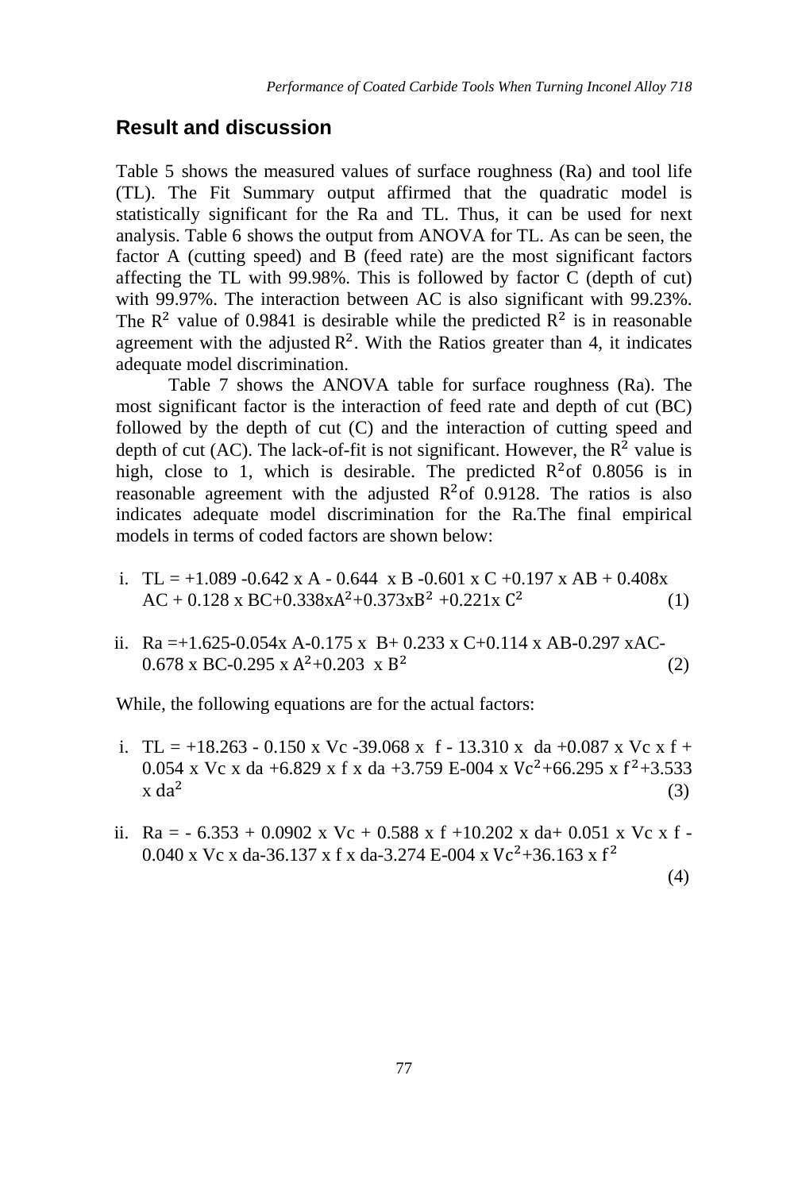## Result and discussion

Table 5 shows the measured values of surface roughness (Ra) and tool life (TL). The Fit Summary output affirmed that the quadratic model is statistically significant for the Ra and TL. Thus, it can be used for next analysis. Table 6 shows the output from ANOVA for TL. As can be seen, the factor A (cutting speed) and B (feed rate) are the most significant factors affecting the TL with 99.98%. This is followed by factor C (depth of cut) with 99.97%. The interaction between AC is also significant with 99.23%. The $R^2$ value of 0.9841 is desirable while the predicted $R^2$ is in reasonable agreement with the adjusted $R^2$. With the Ratios greater than 4, it indicates adequate model discrimination.

Table 7 shows the ANOVA table for surface roughness (Ra). The most significant factor is the interaction of feed rate and depth of cut (BC) followed by the depth of cut (C) and the interaction of cutting speed and depth of cut (AC). The lack-of-fit is not significant. However, the $R^2$ value is high, close to 1, which is desirable. The predicted $R^2$of 0.8056 is in reasonable agreement with the adjusted $R^2$of 0.9128. The ratios is also indicates adequate model discrimination for the Ra.The final empirical models in terms of coded factors are shown below:

i. $TL = +1.089 - 0.642 \times A - 0.644 \times B - 0.601 \times C + 0.197 \times AB + 0.408 \times AC + 0.128 \times BC + 0.338 \times A^2 + 0.373 \times B^2 + 0.221 \times C^2$ (1)

ii. $Ra = +1.625 - 0.054 \times A - 0.175 \times B + 0.233 \times C + 0.114 \times AB - 0.297 \times AC - 0.678 \times BC - 0.295 \times A^2 + 0.203 \times B^2$ (2)

While, the following equations are for the actual factors:

i. $TL = +18.263 - 0.150 \times Vc - 39.068 \times f - 13.310 \times da + 0.087 \times Vc \times f + 0.054 \times Vc \times da + 6.829 \times f \times da + 3.759\text{E-}004 \times Vc^2 + 66.295 \times f^2 + 3.533 \times da^2$ (3)

ii. $Ra = -6.353 + 0.0902 \times Vc + 0.588 \times f + 10.202 \times da + 0.051 \times Vc \times f - 0.040 \times Vc \times da - 36.137 \times f \times da - 3.274\text{E-}004 \times Vc^2 + 36.163 \times f^2$ (4)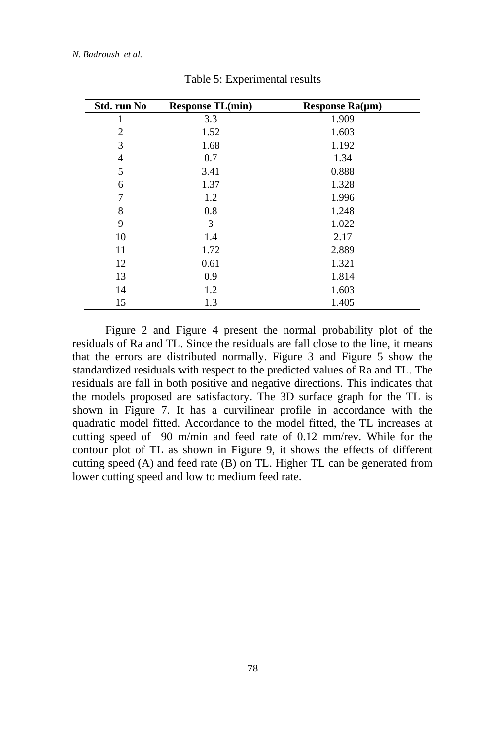Table 5: Experimental results

| Std. run No | Response TL(min) | Response Ra(μm) |
|---|---|---|
| 1 | 3.3 | 1.909 |
| 2 | 1.52 | 1.603 |
| 3 | 1.68 | 1.192 |
| 4 | 0.7 | 1.34 |
| 5 | 3.41 | 0.888 |
| 6 | 1.37 | 1.328 |
| 7 | 1.2 | 1.996 |
| 8 | 0.8 | 1.248 |
| 9 | 3 | 1.022 |
| 10 | 1.4 | 2.17 |
| 11 | 1.72 | 2.889 |
| 12 | 0.61 | 1.321 |
| 13 | 0.9 | 1.814 |
| 14 | 1.2 | 1.603 |
| 15 | 1.3 | 1.405 |

Figure 2 and Figure 4 present the normal probability plot of the residuals of Ra and TL. Since the residuals are fall close to the line, it means that the errors are distributed normally. Figure 3 and Figure 5 show the standardized residuals with respect to the predicted values of Ra and TL. The residuals are fall in both positive and negative directions. This indicates that the models proposed are satisfactory. The 3D surface graph for the TL is shown in Figure 7. It has a curvilinear profile in accordance with the quadratic model fitted. Accordance to the model fitted, the TL increases at cutting speed of 90 m/min and feed rate of 0.12 mm/rev. While for the contour plot of TL as shown in Figure 9, it shows the effects of different cutting speed (A) and feed rate (B) on TL. Higher TL can be generated from lower cutting speed and low to medium feed rate.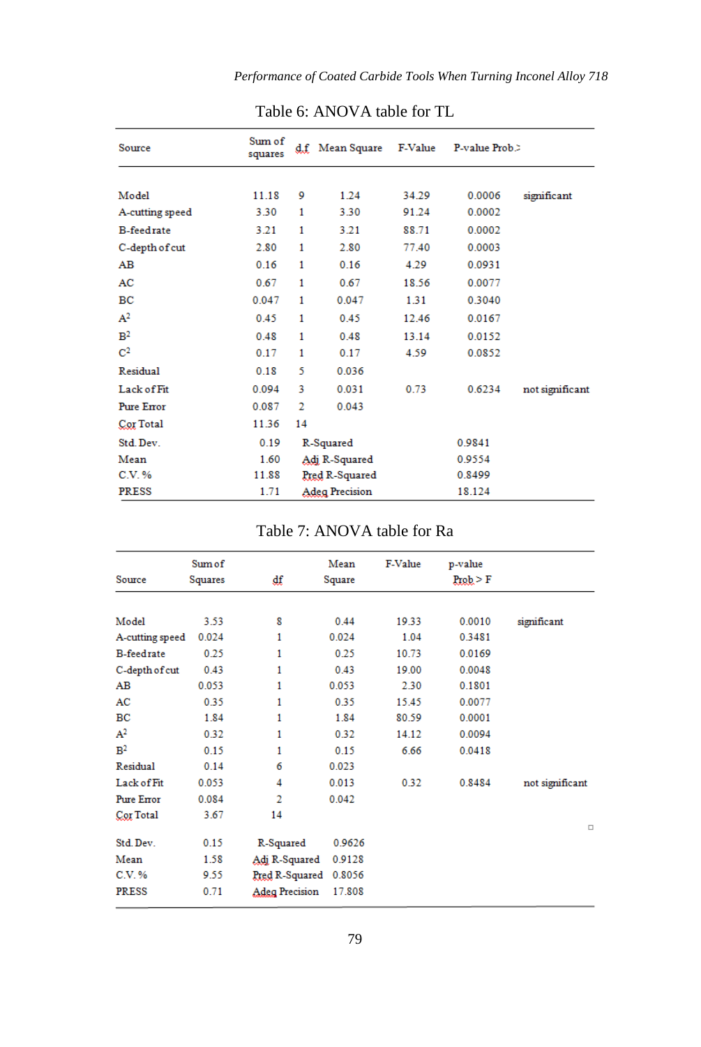Table 6: ANOVA table for TL

| Source | Sum of squares | d.f | Mean Square | F-Value | P-value Prob.> | |
|---|---|---|---|---|---|---|
| Model | 11.18 | 9 | 1.24 | 34.29 | 0.0006 | significant |
| A-cutting speed | 3.30 | 1 | 3.30 | 91.24 | 0.0002 | |
| B-feedrate | 3.21 | 1 | 3.21 | 88.71 | 0.0002 | |
| C-depth of cut | 2.80 | 1 | 2.80 | 77.40 | 0.0003 | |
| AB | 0.16 | 1 | 0.16 | 4.29 | 0.0931 | |
| AC | 0.67 | 1 | 0.67 | 18.56 | 0.0077 | |
| BC | 0.047 | 1 | 0.047 | 1.31 | 0.3040 | |
| $A^2$ | 0.45 | 1 | 0.45 | 12.46 | 0.0167 | |
| $B^2$ | 0.48 | 1 | 0.48 | 13.14 | 0.0152 | |
| $C^2$ | 0.17 | 1 | 0.17 | 4.59 | 0.0852 | |
| Residual | 0.18 | 5 | 0.036 | | | |
| Lack of Fit | 0.094 | 3 | 0.031 | 0.73 | 0.6234 | not significant |
| Pure Error | 0.087 | 2 | 0.043 | | | |
| Cor Total | 11.36 | 14 | | | | |
| Std. Dev. | 0.19 | R-Squared | | | 0.9841 | |
| Mean | 1.60 | Adj R-Squared | | | 0.9554 | |
| C.V. % | 11.88 | Pred R-Squared | | | 0.8499 | |
| PRESS | 1.71 | Adeq Precision | | | 18.124 | |

Table 7: ANOVA table for Ra

| Source | Sum of Squares | df | Mean Square | F-Value | p-value Prob > F | |
|---|---|---|---|---|---|---|
| Model | 3.53 | 8 | 0.44 | 19.33 | 0.0010 | significant |
| A-cutting speed | 0.024 | 1 | 0.024 | 1.04 | 0.3481 | |
| B-feedrate | 0.25 | 1 | 0.25 | 10.73 | 0.0169 | |
| C-depth of cut | 0.43 | 1 | 0.43 | 19.00 | 0.0048 | |
| AB | 0.053 | 1 | 0.053 | 2.30 | 0.1801 | |
| AC | 0.35 | 1 | 0.35 | 15.45 | 0.0077 | |
| BC | 1.84 | 1 | 1.84 | 80.59 | 0.0001 | |
| $A^2$ | 0.32 | 1 | 0.32 | 14.12 | 0.0094 | |
| $B^2$ | 0.15 | 1 | 0.15 | 6.66 | 0.0418 | |
| Residual | 0.14 | 6 | 0.023 | | | |
| Lack of Fit | 0.053 | 4 | 0.013 | 0.32 | 0.8484 | not significant |
| Pure Error | 0.084 | 2 | 0.042 | | | |
| Cor Total | 3.67 | 14 | | | | |
| Std. Dev. | 0.15 | R-Squared | 0.9626 | | | |
| Mean | 1.58 | Adj R-Squared | 0.9128 | | | |
| C.V. % | 9.55 | Pred R-Squared | 0.8056 | | | |
| PRESS | 0.71 | Adeq Precision | 17.808 | | | |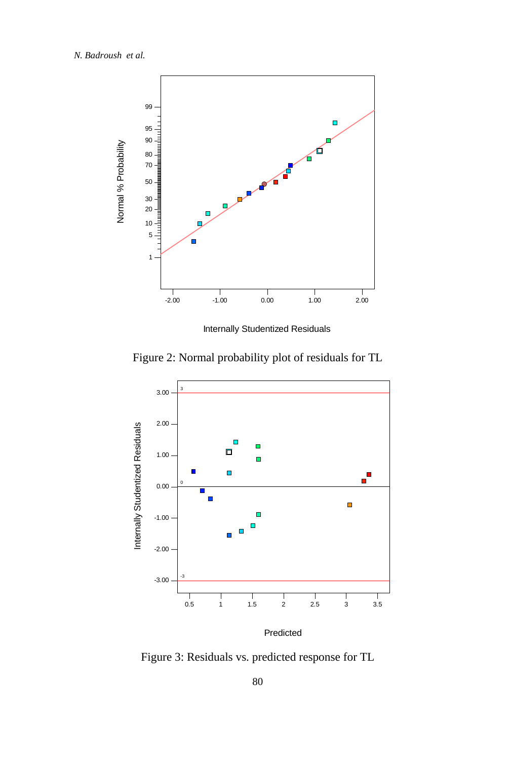Figure 2: Normal probability plot of residuals for TL

Figure 3: Residuals vs. predicted response for TL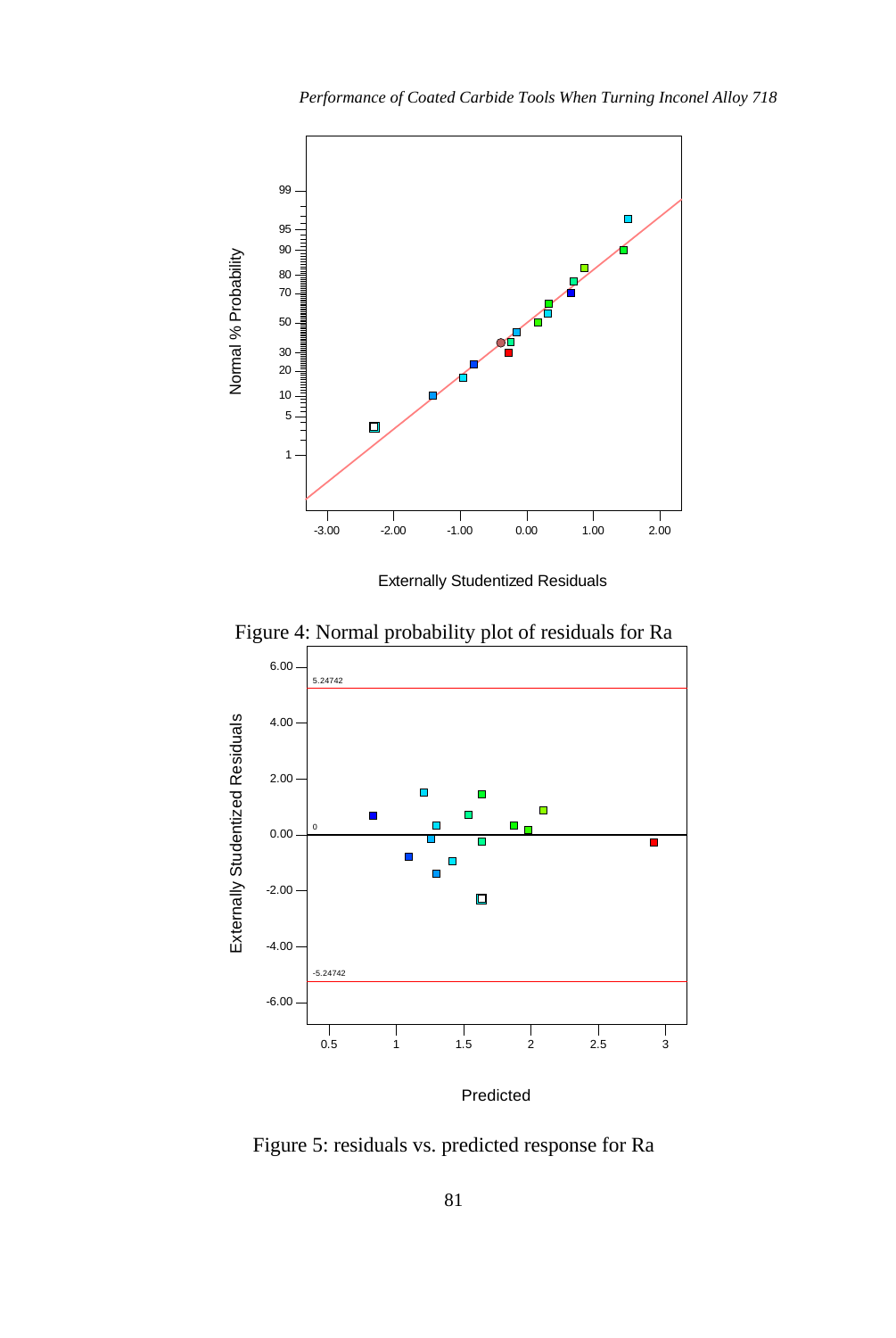Figure 4: Normal probability plot of residuals for Ra

Figure 5: residuals vs. predicted response for Ra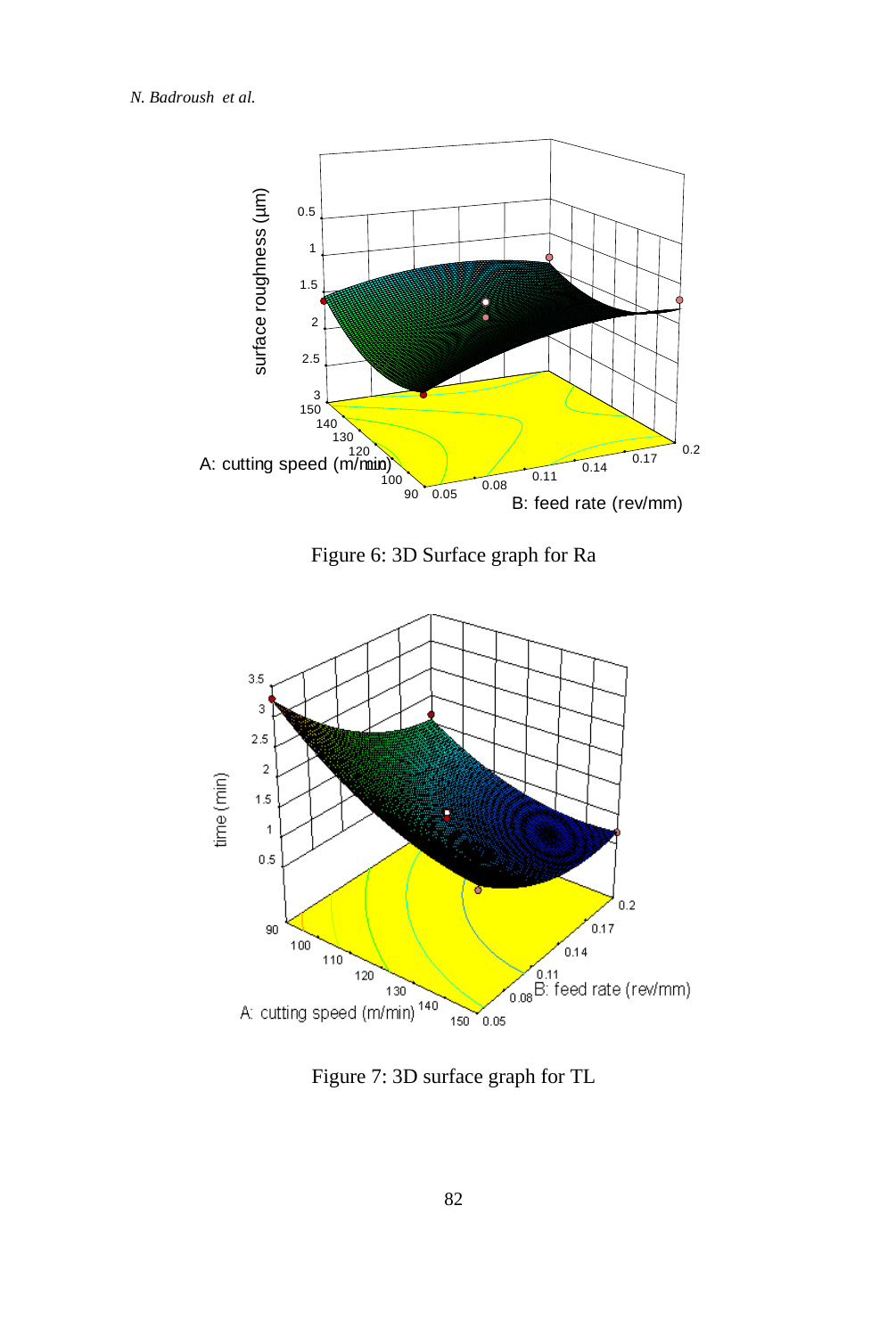Figure 6: 3D Surface graph for Ra

Figure 7: 3D surface graph for TL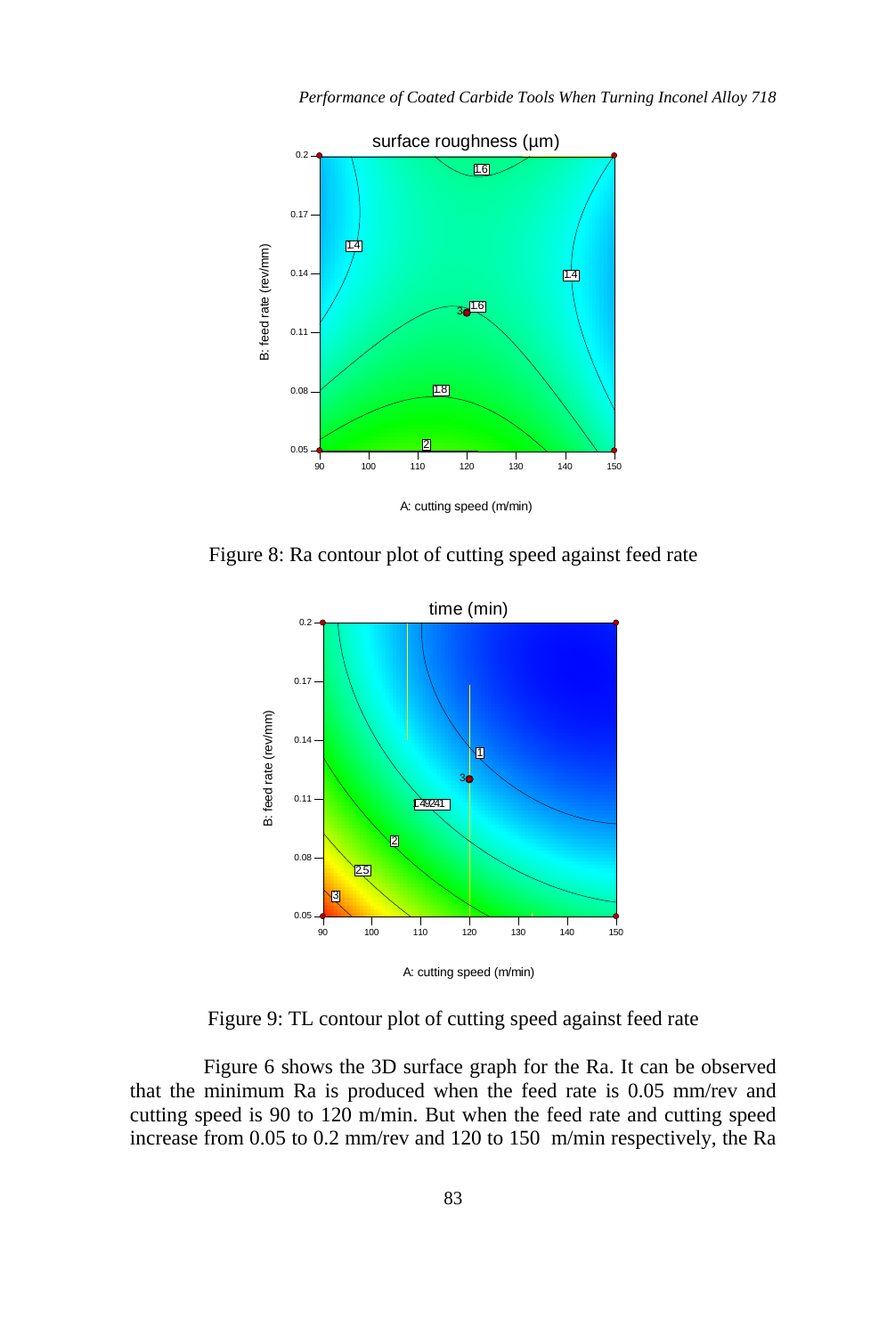Figure 8: Ra contour plot of cutting speed against feed rate

Figure 9: TL contour plot of cutting speed against feed rate

Figure 6 shows the 3D surface graph for the Ra. It can be observed that the minimum Ra is produced when the feed rate is 0.05 mm/rev and cutting speed is 90 to 120 m/min. But when the feed rate and cutting speed increase from 0.05 to 0.2 mm/rev and 120 to 150 m/min respectively, the Ra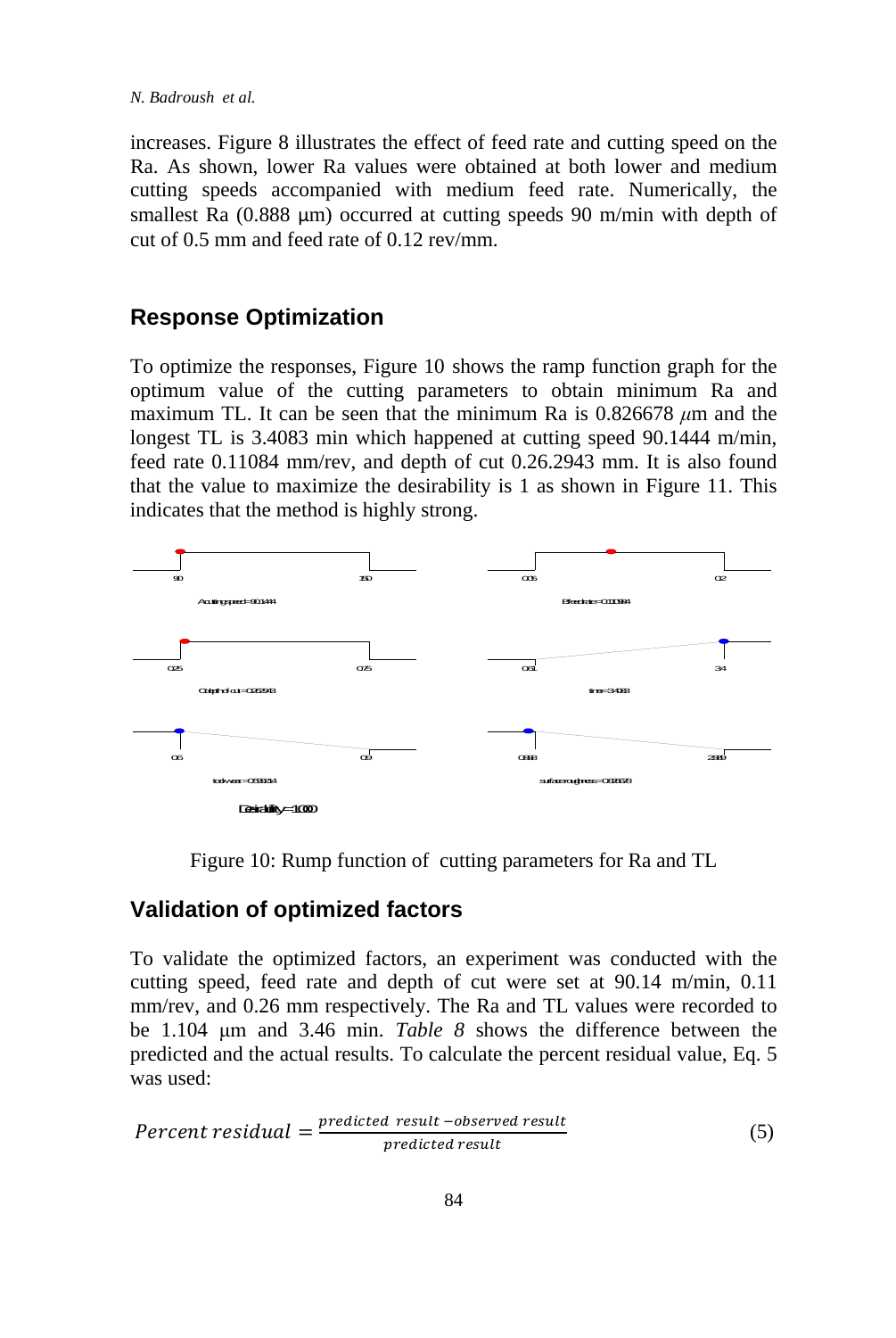increases. Figure 8 illustrates the effect of feed rate and cutting speed on the Ra. As shown, lower Ra values were obtained at both lower and medium cutting speeds accompanied with medium feed rate. Numerically, the smallest Ra (0.888 μm) occurred at cutting speeds 90 m/min with depth of cut of 0.5 mm and feed rate of 0.12 rev/mm.

## Response Optimization

To optimize the responses, Figure 10 shows the ramp function graph for the optimum value of the cutting parameters to obtain minimum Ra and maximum TL. It can be seen that the minimum Ra is 0.826678 $\mu$m and the longest TL is 3.4083 min which happened at cutting speed 90.1444 m/min, feed rate 0.11084 mm/rev, and depth of cut 0.26.2943 mm. It is also found that the value to maximize the desirability is 1 as shown in Figure 11. This indicates that the method is highly strong.

Figure 10: Rump function of cutting parameters for Ra and TL

## Validation of optimized factors

To validate the optimized factors, an experiment was conducted with the cutting speed, feed rate and depth of cut were set at 90.14 m/min, 0.11 mm/rev, and 0.26 mm respectively. The Ra and TL values were recorded to be 1.104 μm and 3.46 min. *Table 8* shows the difference between the predicted and the actual results. To calculate the percent residual value, Eq. 5 was used:

$$Percent\ residual = \frac{predicted\ \ result - observed\ result}{predicted\ result} \tag{5}$$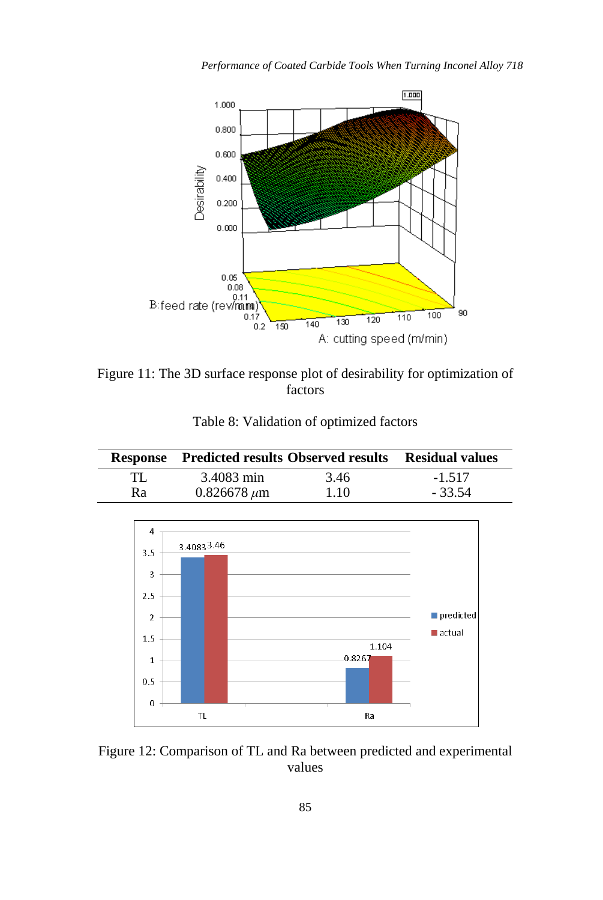Figure 11: The 3D surface response plot of desirability for optimization of factors

Table 8: Validation of optimized factors

| Response | Predicted results | Observed results | Residual values |
|---|---|---|---|
| TL | 3.4083 min | 3.46 | -1.517 |
| Ra | 0.826678 $\mu$m | 1.10 | - 33.54 |

Figure 12: Comparison of TL and Ra between predicted and experimental values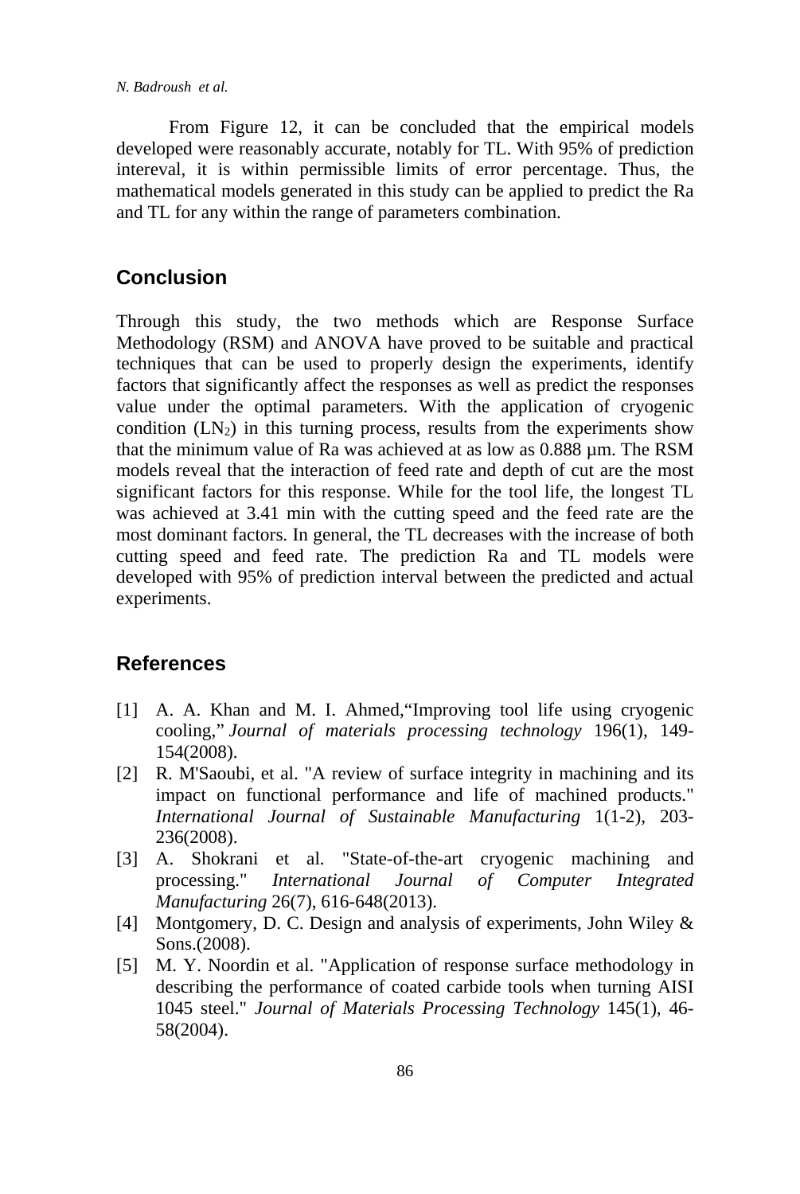From Figure 12, it can be concluded that the empirical models developed were reasonably accurate, notably for TL. With 95% of prediction intereval, it is within permissible limits of error percentage. Thus, the mathematical models generated in this study can be applied to predict the Ra and TL for any within the range of parameters combination.

## Conclusion

Through this study, the two methods which are Response Surface Methodology (RSM) and ANOVA have proved to be suitable and practical techniques that can be used to properly design the experiments, identify factors that significantly affect the responses as well as predict the responses value under the optimal parameters. With the application of cryogenic condition ($LN_2$) in this turning process, results from the experiments show that the minimum value of Ra was achieved at as low as 0.888 µm. The RSM models reveal that the interaction of feed rate and depth of cut are the most significant factors for this response. While for the tool life, the longest TL was achieved at 3.41 min with the cutting speed and the feed rate are the most dominant factors. In general, the TL decreases with the increase of both cutting speed and feed rate. The prediction Ra and TL models were developed with 95% of prediction interval between the predicted and actual experiments.

## References

[1] A. A. Khan and M. I. Ahmed,"Improving tool life using cryogenic cooling," *Journal of materials processing technology* 196(1), 149-154(2008).

[2] R. M'Saoubi, et al. "A review of surface integrity in machining and its impact on functional performance and life of machined products." *International Journal of Sustainable Manufacturing* 1(1-2), 203-236(2008).

[3] A. Shokrani et al. "State-of-the-art cryogenic machining and processing." *International Journal of Computer Integrated Manufacturing* 26(7), 616-648(2013).

[4] Montgomery, D. C. Design and analysis of experiments, John Wiley & Sons.(2008).

[5] M. Y. Noordin et al. "Application of response surface methodology in describing the performance of coated carbide tools when turning AISI 1045 steel." *Journal of Materials Processing Technology* 145(1), 46-58(2004).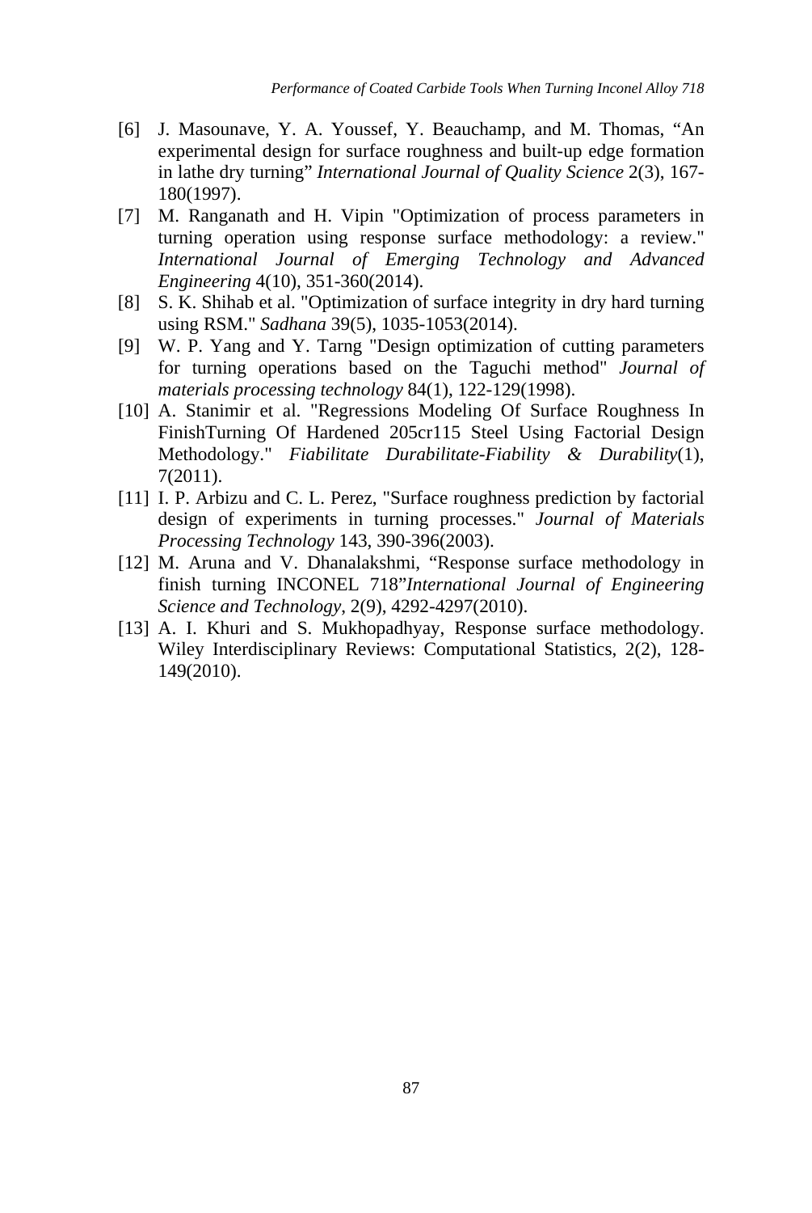[6] J. Masounave, Y. A. Youssef, Y. Beauchamp, and M. Thomas, "An experimental design for surface roughness and built-up edge formation in lathe dry turning" *International Journal of Quality Science* 2(3), 167-180(1997).

[7] M. Ranganath and H. Vipin "Optimization of process parameters in turning operation using response surface methodology: a review." *International Journal of Emerging Technology and Advanced Engineering* 4(10), 351-360(2014).

[8] S. K. Shihab et al. "Optimization of surface integrity in dry hard turning using RSM." *Sadhana* 39(5), 1035-1053(2014).

[9] W. P. Yang and Y. Tarng "Design optimization of cutting parameters for turning operations based on the Taguchi method" *Journal of materials processing technology* 84(1), 122-129(1998).

[10] A. Stanimir et al. "Regressions Modeling Of Surface Roughness In FinishTurning Of Hardened 205cr115 Steel Using Factorial Design Methodology." *Fiabilitate Durabilitate-Fiability & Durability*(1), 7(2011).

[11] I. P. Arbizu and C. L. Perez, "Surface roughness prediction by factorial design of experiments in turning processes." *Journal of Materials Processing Technology* 143, 390-396(2003).

[12] M. Aruna and V. Dhanalakshmi, "Response surface methodology in finish turning INCONEL 718"*International Journal of Engineering Science and Technology*, 2(9), 4292-4297(2010).

[13] A. I. Khuri and S. Mukhopadhyay, Response surface methodology. Wiley Interdisciplinary Reviews: Computational Statistics, 2(2), 128-149(2010).